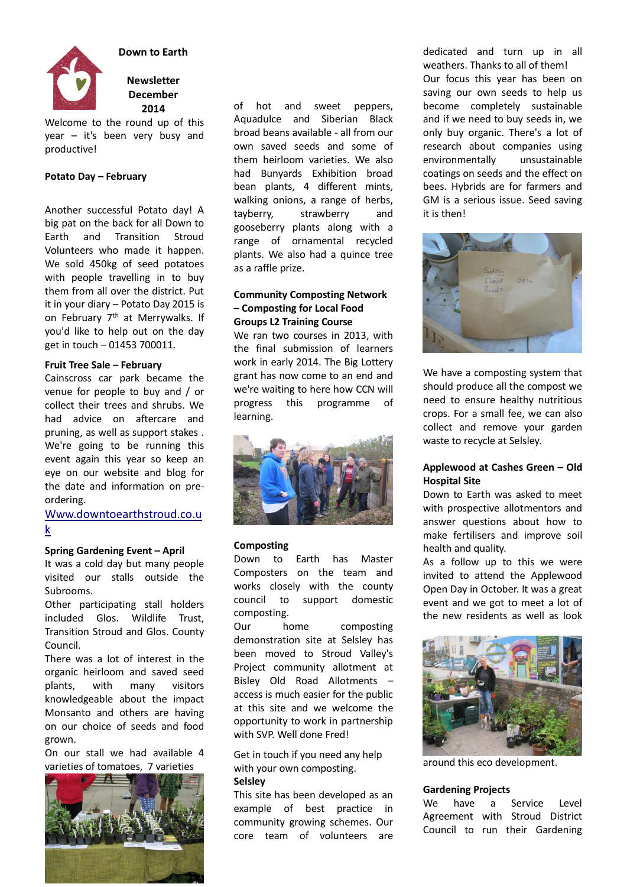# Down to Earth

## Newsletter December 2014

Welcome to the round up of this year – it's been very busy and productive!

**Potato Day – February**

Another successful Potato day! A big pat on the back for all Down to Earth and Transition Stroud Volunteers who made it happen. We sold 450kg of seed potatoes with people travelling in to buy them from all over the district. Put it in your diary – Potato Day 2015 is on February 7th at Merrywalks. If you'd like to help out on the day get in touch – 01453 700011.

**Fruit Tree Sale – February**

Cainscross car park became the venue for people to buy and / or collect their trees and shrubs. We had advice on aftercare and pruning, as well as support stakes . We're going to be running this event again this year so keep an eye on our website and blog for the date and information on pre-ordering.

Www.downtoearthstroud.co.uk

**Spring Gardening Event – April**

It was a cold day but many people visited our stalls outside the Subrooms.

Other participating stall holders included Glos. Wildlife Trust, Transition Stroud and Glos. County Council.

There was a lot of interest in the organic heirloom and saved seed plants, with many visitors knowledgeable about the impact Monsanto and others are having on our choice of seeds and food grown.

On our stall we had available 4 varieties of tomatoes, 7 varieties of hot and sweet peppers, Aquadulce and Siberian Black broad beans available - all from our own saved seeds and some of them heirloom varieties. We also had Bunyards Exhibition broad bean plants, 4 different mints, walking onions, a range of herbs, tayberry, strawberry and gooseberry plants along with a range of ornamental recycled plants. We also had a quince tree as a raffle prize.

**Community Composting Network – Composting for Local Food Groups L2 Training Course**

We ran two courses in 2013, with the final submission of learners work in early 2014. The Big Lottery grant has now come to an end and we're waiting to here how CCN will progress this programme of learning.

**Composting**

Down to Earth has Master Composters on the team and works closely with the county council to support domestic composting.

Our home composting demonstration site at Selsley has been moved to Stroud Valley's Project community allotment at Bisley Old Road Allotments – access is much easier for the public at this site and we welcome the opportunity to work in partnership with SVP. Well done Fred!

Get in touch if you need any help with your own composting.

**Selsley**

This site has been developed as an example of best practice in community growing schemes. Our core team of volunteers are dedicated and turn up in all weathers. Thanks to all of them!

Our focus this year has been on saving our own seeds to help us become completely sustainable and if we need to buy seeds in, we only buy organic. There's a lot of research about companies using environmentally unsustainable coatings on seeds and the effect on bees. Hybrids are for farmers and GM is a serious issue. Seed saving it is then!

We have a composting system that should produce all the compost we need to ensure healthy nutritious crops. For a small fee, we can also collect and remove your garden waste to recycle at Selsley.

**Applewood at Cashes Green – Old Hospital Site**

Down to Earth was asked to meet with prospective allotmentors and answer questions about how to make fertilisers and improve soil health and quality.

As a follow up to this we were invited to attend the Applewood Open Day in October. It was a great event and we got to meet a lot of the new residents as well as look around this eco development.

**Gardening Projects**

We have a Service Level Agreement with Stroud District Council to run their Gardening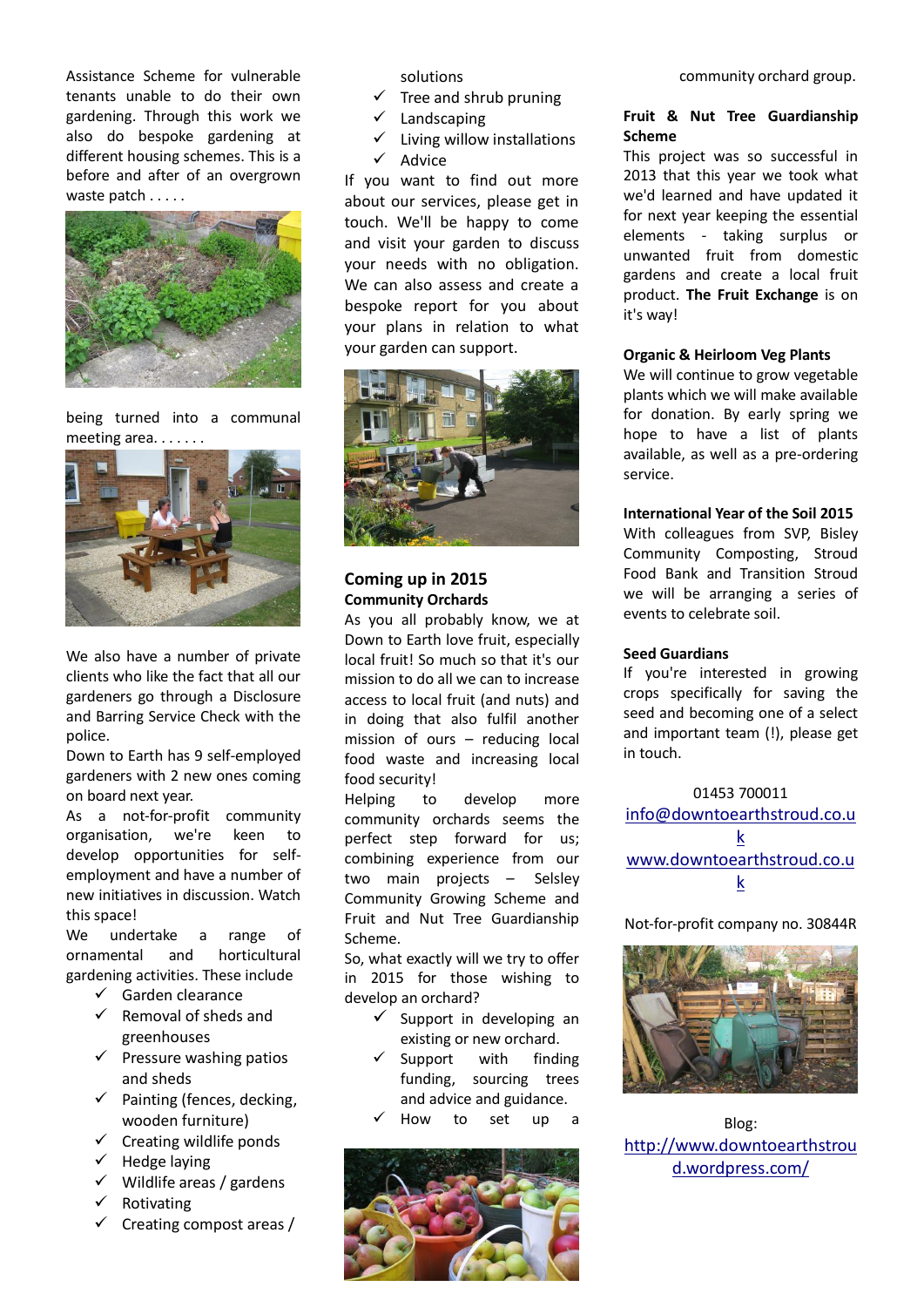Assistance Scheme for vulnerable tenants unable to do their own gardening. Through this work we also do bespoke gardening at different housing schemes. This is a before and after of an overgrown waste patch . . . . .

being turned into a communal meeting area. . . . . . .

We also have a number of private clients who like the fact that all our gardeners go through a Disclosure and Barring Service Check with the police.

Down to Earth has 9 self-employed gardeners with 2 new ones coming on board next year.

As a not-for-profit community organisation, we're keen to develop opportunities for self-employment and have a number of new initiatives in discussion. Watch this space!

We undertake a range of ornamental and horticultural gardening activities. These include

- ✓ Garden clearance
- ✓ Removal of sheds and greenhouses
- ✓ Pressure washing patios and sheds
- ✓ Painting (fences, decking, wooden furniture)
- ✓ Creating wildlife ponds
- ✓ Hedge laying
- ✓ Wildlife areas / gardens
- ✓ Rotivating
- ✓ Creating compost areas / solutions
- ✓ Tree and shrub pruning
- ✓ Landscaping
- ✓ Living willow installations
- ✓ Advice

If you want to find out more about our services, please get in touch. We'll be happy to come and visit your garden to discuss your needs with no obligation. We can also assess and create a bespoke report for you about your plans in relation to what your garden can support.

## Coming up in 2015

### Community Orchards

As you all probably know, we at Down to Earth love fruit, especially local fruit! So much so that it's our mission to do all we can to increase access to local fruit (and nuts) and in doing that also fulfil another mission of ours – reducing local food waste and increasing local food security!

Helping to develop more community orchards seems the perfect step forward for us; combining experience from our two main projects – Selsley Community Growing Scheme and Fruit and Nut Tree Guardianship Scheme.

So, what exactly will we try to offer in 2015 for those wishing to develop an orchard?

- ✓ Support in developing an existing or new orchard.
- ✓ Support with finding funding, sourcing trees and advice and guidance.
- ✓ How to set up a community orchard group.

### Fruit & Nut Tree Guardianship Scheme

This project was so successful in 2013 that this year we took what we'd learned and have updated it for next year keeping the essential elements - taking surplus or unwanted fruit from domestic gardens and create a local fruit product. **The Fruit Exchange** is on it's way!

### Organic & Heirloom Veg Plants

We will continue to grow vegetable plants which we will make available for donation. By early spring we hope to have a list of plants available, as well as a pre-ordering service.

### International Year of the Soil 2015

With colleagues from SVP, Bisley Community Composting, Stroud Food Bank and Transition Stroud we will be arranging a series of events to celebrate soil.

### Seed Guardians

If you're interested in growing crops specifically for saving the seed and becoming one of a select and important team (!), please get in touch.

01453 700011

info@downtoearthstroud.co.uk

www.downtoearthstroud.co.uk

Not-for-profit company no. 30844R

Blog:
http://www.downtoearthstroud.wordpress.com/